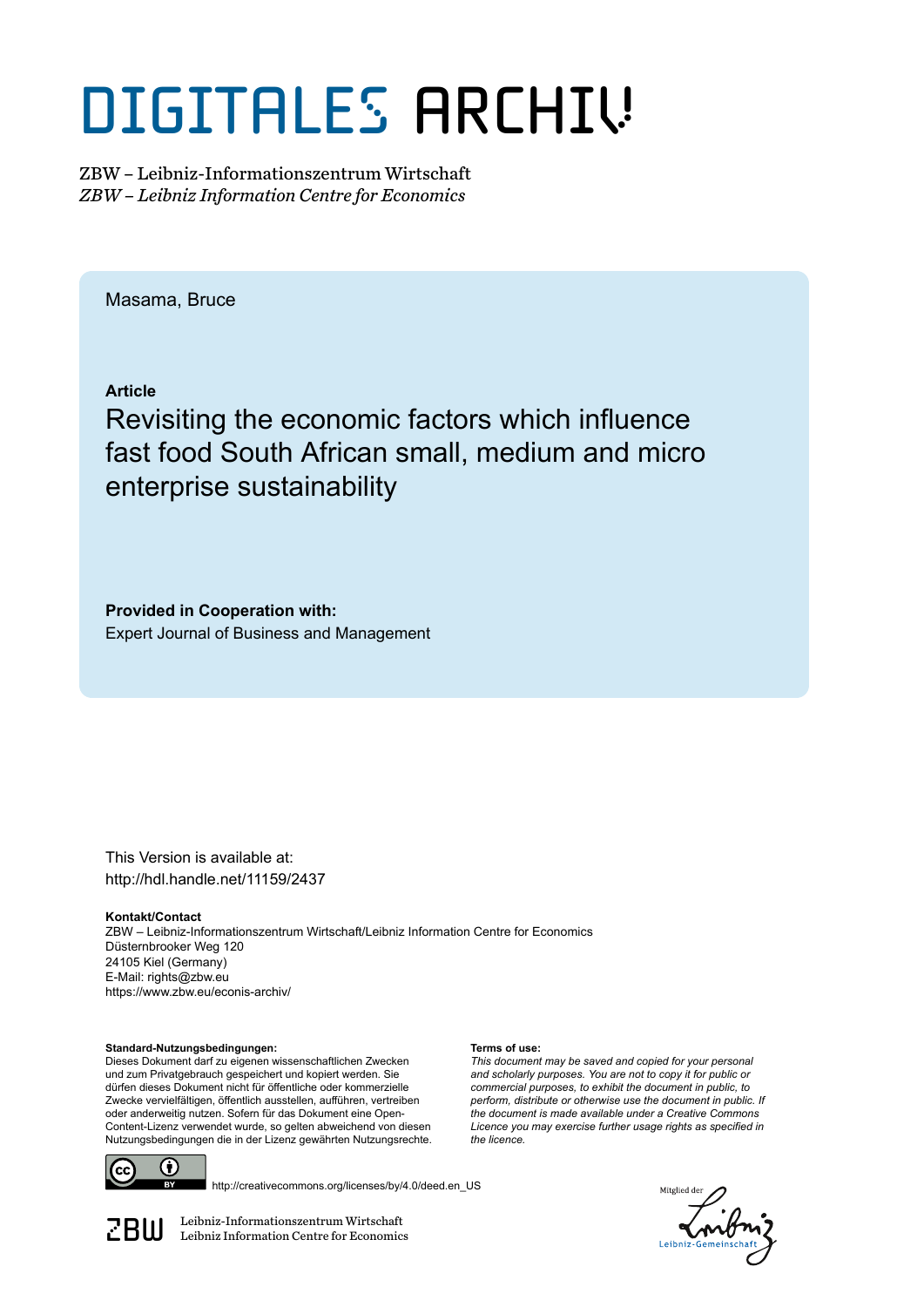# DIGITALES ARCHIV

ZBW – Leibniz-Informationszentrum Wirtschaft
*ZBW – Leibniz Information Centre for Economics*

Masama, Bruce

**Article**

## Revisiting the economic factors which influence fast food South African small, medium and micro enterprise sustainability

**Provided in Cooperation with:**
Expert Journal of Business and Management

This Version is available at:
http://hdl.handle.net/11159/2437

**Kontakt/Contact**
ZBW – Leibniz-Informationszentrum Wirtschaft/Leibniz Information Centre for Economics
Düsternbrooker Weg 120
24105 Kiel (Germany)
E-Mail: rights@zbw.eu
https://www.zbw.eu/econis-archiv/

**Standard-Nutzungsbedingungen:**
Dieses Dokument darf zu eigenen wissenschaftlichen Zwecken und zum Privatgebrauch gespeichert und kopiert werden. Sie dürfen dieses Dokument nicht für öffentliche oder kommerzielle Zwecke vervielfältigen, öffentlich ausstellen, aufführen, vertreiben oder anderweitig nutzen. Sofern für das Dokument eine Open-Content-Lizenz verwendet wurde, so gelten abweichend von diesen Nutzungsbedingungen die in der Lizenz gewährten Nutzungsrechte.

**Terms of use:**
*This document may be saved and copied for your personal and scholarly purposes. You are not to copy it for public or commercial purposes, to exhibit the document in public, to perform, distribute or otherwise use the document in public. If the document is made available under a Creative Commons Licence you may exercise further usage rights as specified in the licence.*

http://creativecommons.org/licenses/by/4.0/deed.en_US

ZBW Leibniz-Informationszentrum Wirtschaft
Leibniz Information Centre for Economics

Mitglied der Leibniz-Gemeinschaft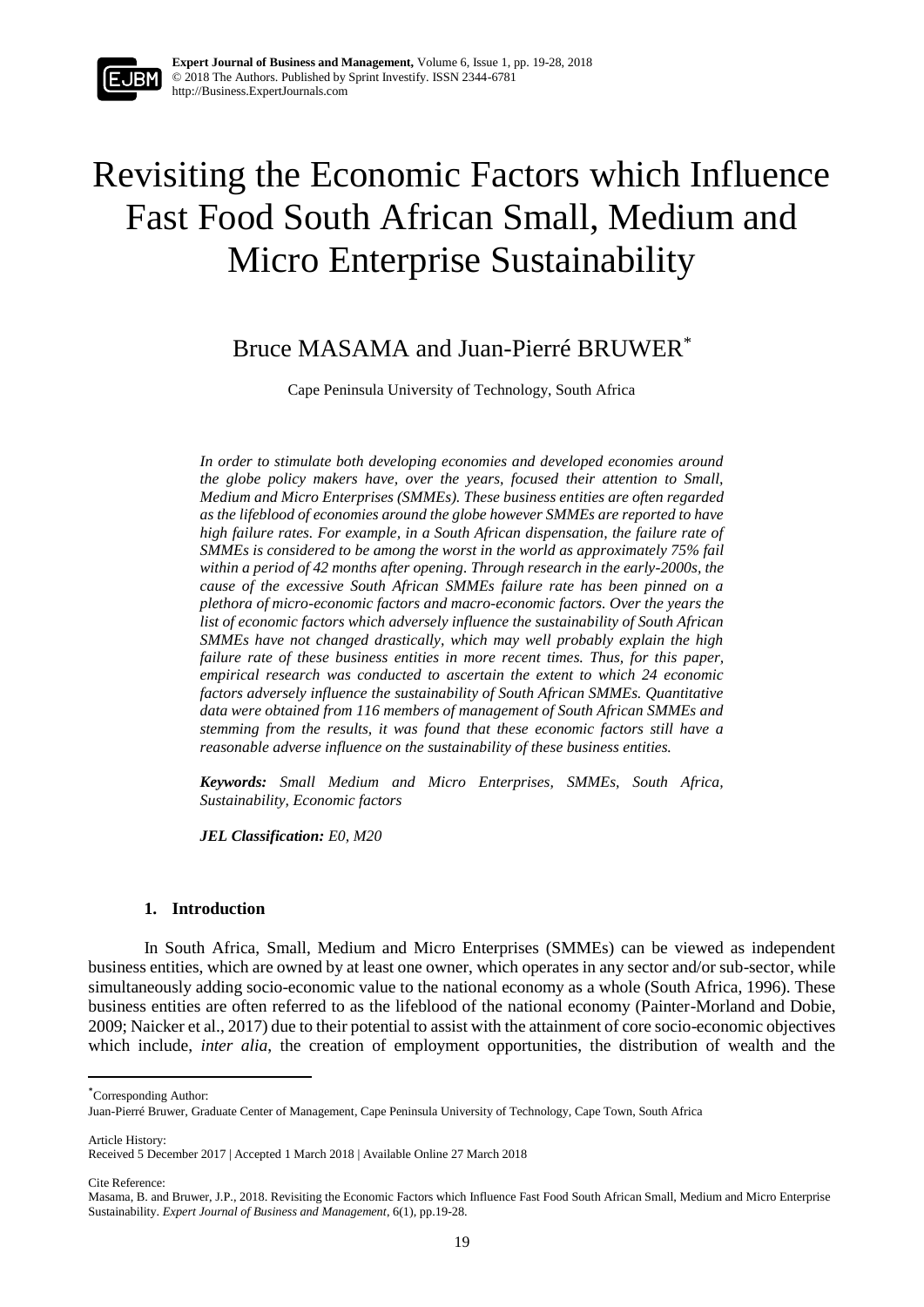# Revisiting the Economic Factors which Influence Fast Food South African Small, Medium and Micro Enterprise Sustainability

Bruce MASAMA and Juan-Pierré BRUWER*

Cape Peninsula University of Technology, South Africa

*In order to stimulate both developing economies and developed economies around the globe policy makers have, over the years, focused their attention to Small, Medium and Micro Enterprises (SMMEs). These business entities are often regarded as the lifeblood of economies around the globe however SMMEs are reported to have high failure rates. For example, in a South African dispensation, the failure rate of SMMEs is considered to be among the worst in the world as approximately 75% fail within a period of 42 months after opening. Through research in the early-2000s, the cause of the excessive South African SMMEs failure rate has been pinned on a plethora of micro-economic factors and macro-economic factors. Over the years the list of economic factors which adversely influence the sustainability of South African SMMEs have not changed drastically, which may well probably explain the high failure rate of these business entities in more recent times. Thus, for this paper, empirical research was conducted to ascertain the extent to which 24 economic factors adversely influence the sustainability of South African SMMEs. Quantitative data were obtained from 116 members of management of South African SMMEs and stemming from the results, it was found that these economic factors still have a reasonable adverse influence on the sustainability of these business entities.*

***Keywords:*** *Small Medium and Micro Enterprises, SMMEs, South Africa, Sustainability, Economic factors*

***JEL Classification:*** *E0, M20*

## 1. Introduction

In South Africa, Small, Medium and Micro Enterprises (SMMEs) can be viewed as independent business entities, which are owned by at least one owner, which operates in any sector and/or sub-sector, while simultaneously adding socio-economic value to the national economy as a whole (South Africa, 1996). These business entities are often referred to as the lifeblood of the national economy (Painter-Morland and Dobie, 2009; Naicker et al., 2017) due to their potential to assist with the attainment of core socio-economic objectives which include, *inter alia*, the creation of employment opportunities, the distribution of wealth and the

---

*Corresponding Author:
Juan-Pierré Bruwer, Graduate Center of Management, Cape Peninsula University of Technology, Cape Town, South Africa

Article History:
Received 5 December 2017 | Accepted 1 March 2018 | Available Online 27 March 2018

Cite Reference:
Masama, B. and Bruwer, J.P., 2018. Revisiting the Economic Factors which Influence Fast Food South African Small, Medium and Micro Enterprise Sustainability. *Expert Journal of Business and Management*, 6(1), pp.19-28.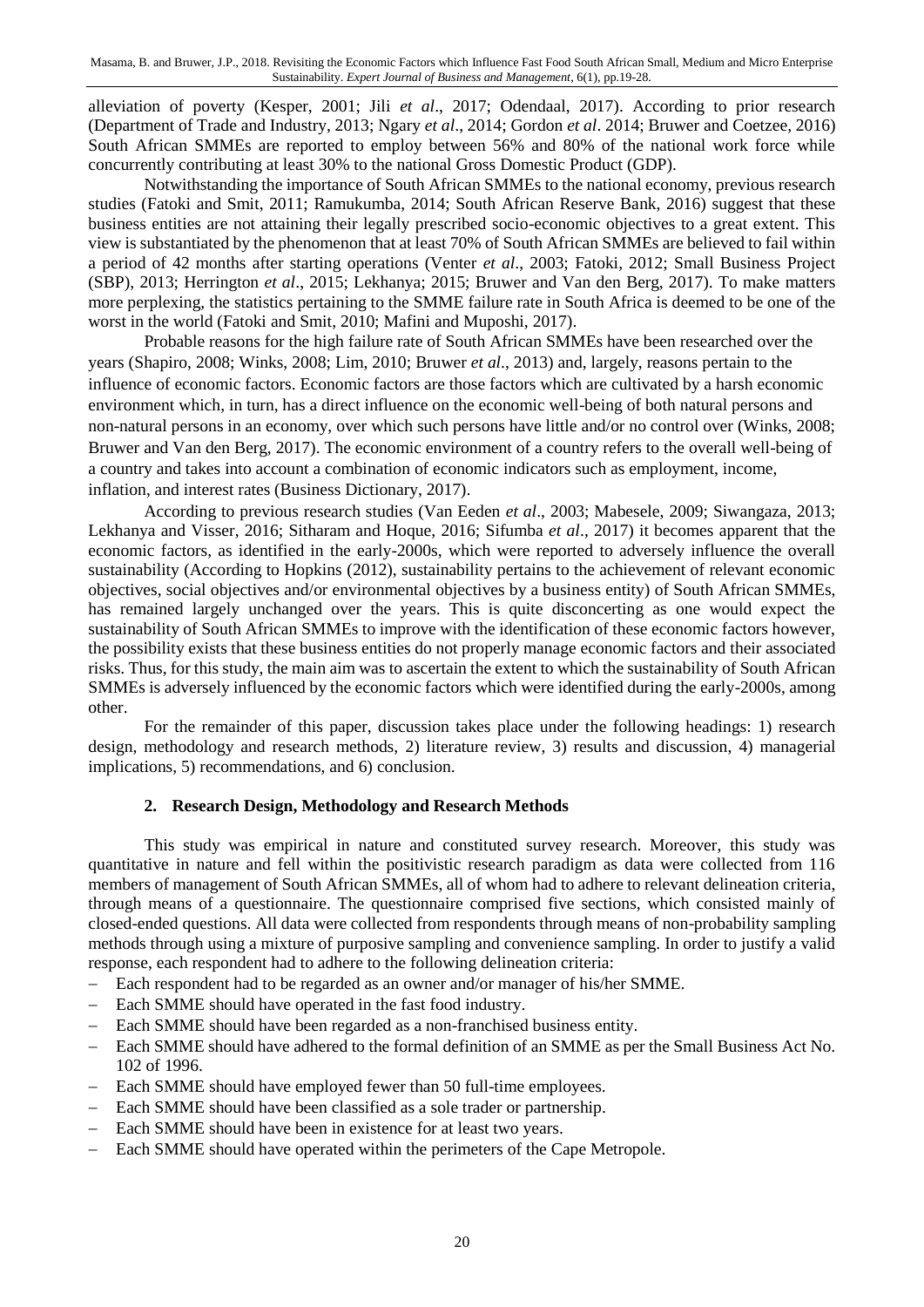alleviation of poverty (Kesper, 2001; Jili *et al*., 2017; Odendaal, 2017). According to prior research (Department of Trade and Industry, 2013; Ngary *et al*., 2014; Gordon *et al*. 2014; Bruwer and Coetzee, 2016) South African SMMEs are reported to employ between 56% and 80% of the national work force while concurrently contributing at least 30% to the national Gross Domestic Product (GDP).

Notwithstanding the importance of South African SMMEs to the national economy, previous research studies (Fatoki and Smit, 2011; Ramukumba, 2014; South African Reserve Bank, 2016) suggest that these business entities are not attaining their legally prescribed socio-economic objectives to a great extent. This view is substantiated by the phenomenon that at least 70% of South African SMMEs are believed to fail within a period of 42 months after starting operations (Venter *et al*., 2003; Fatoki, 2012; Small Business Project (SBP), 2013; Herrington *et al*., 2015; Lekhanya; 2015; Bruwer and Van den Berg, 2017). To make matters more perplexing, the statistics pertaining to the SMME failure rate in South Africa is deemed to be one of the worst in the world (Fatoki and Smit, 2010; Mafini and Muposhi, 2017).

Probable reasons for the high failure rate of South African SMMEs have been researched over the years (Shapiro, 2008; Winks, 2008; Lim, 2010; Bruwer *et al*., 2013) and, largely, reasons pertain to the influence of economic factors. Economic factors are those factors which are cultivated by a harsh economic environment which, in turn, has a direct influence on the economic well-being of both natural persons and non-natural persons in an economy, over which such persons have little and/or no control over (Winks, 2008; Bruwer and Van den Berg, 2017). The economic environment of a country refers to the overall well-being of a country and takes into account a combination of economic indicators such as employment, income, inflation, and interest rates (Business Dictionary, 2017).

According to previous research studies (Van Eeden *et al*., 2003; Mabesele, 2009; Siwangaza, 2013; Lekhanya and Visser, 2016; Sitharam and Hoque, 2016; Sifumba *et al*., 2017) it becomes apparent that the economic factors, as identified in the early-2000s, which were reported to adversely influence the overall sustainability (According to Hopkins (2012), sustainability pertains to the achievement of relevant economic objectives, social objectives and/or environmental objectives by a business entity) of South African SMMEs, has remained largely unchanged over the years. This is quite disconcerting as one would expect the sustainability of South African SMMEs to improve with the identification of these economic factors however, the possibility exists that these business entities do not properly manage economic factors and their associated risks. Thus, for this study, the main aim was to ascertain the extent to which the sustainability of South African SMMEs is adversely influenced by the economic factors which were identified during the early-2000s, among other.

For the remainder of this paper, discussion takes place under the following headings: 1) research design, methodology and research methods, 2) literature review, 3) results and discussion, 4) managerial implications, 5) recommendations, and 6) conclusion.

## 2. Research Design, Methodology and Research Methods

This study was empirical in nature and constituted survey research. Moreover, this study was quantitative in nature and fell within the positivistic research paradigm as data were collected from 116 members of management of South African SMMEs, all of whom had to adhere to relevant delineation criteria, through means of a questionnaire. The questionnaire comprised five sections, which consisted mainly of closed-ended questions. All data were collected from respondents through means of non-probability sampling methods through using a mixture of purposive sampling and convenience sampling. In order to justify a valid response, each respondent had to adhere to the following delineation criteria:

- Each respondent had to be regarded as an owner and/or manager of his/her SMME.
- Each SMME should have operated in the fast food industry.
- Each SMME should have been regarded as a non-franchised business entity.
- Each SMME should have adhered to the formal definition of an SMME as per the Small Business Act No. 102 of 1996.
- Each SMME should have employed fewer than 50 full-time employees.
- Each SMME should have been classified as a sole trader or partnership.
- Each SMME should have been in existence for at least two years.
- Each SMME should have operated within the perimeters of the Cape Metropole.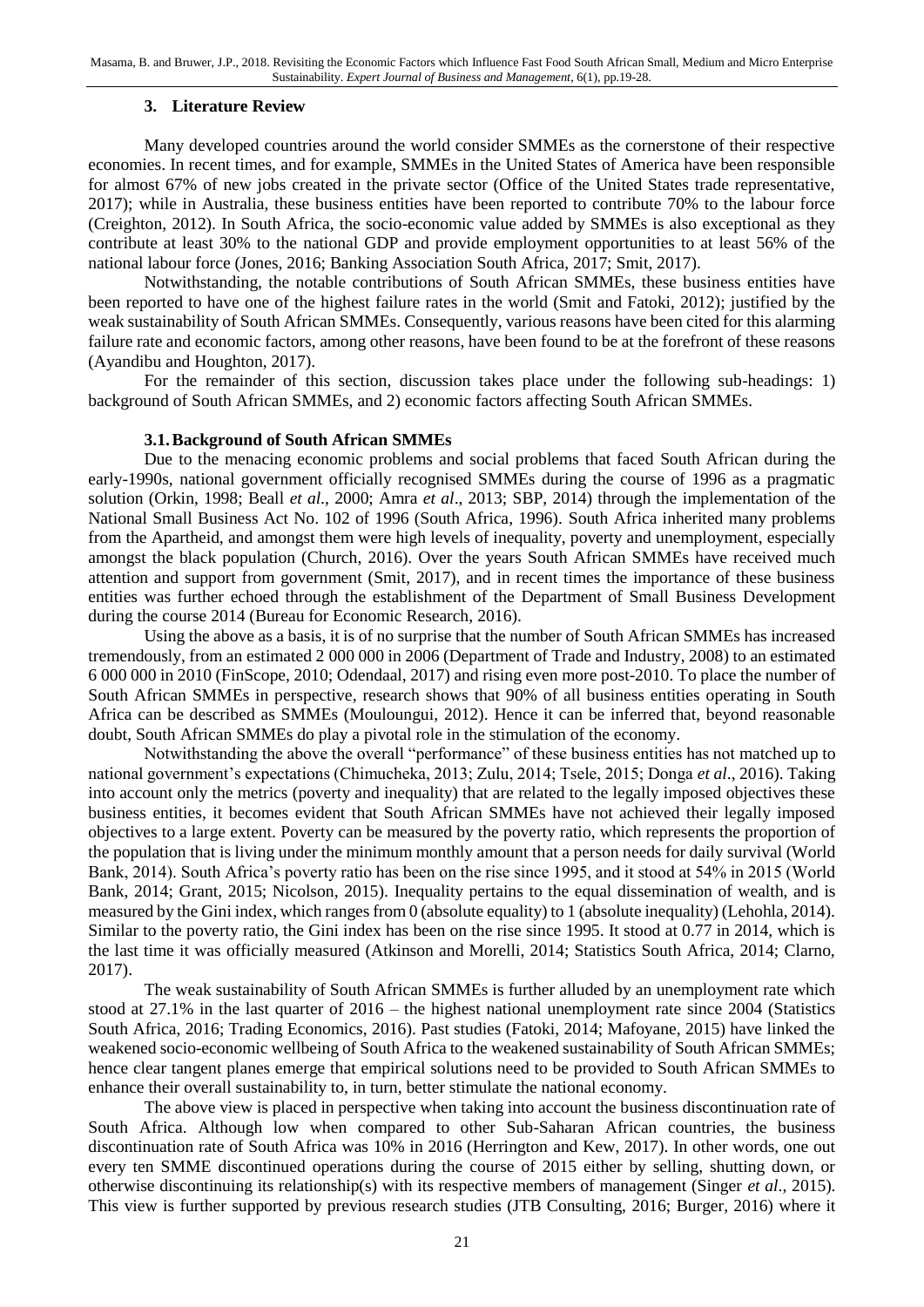## 3. Literature Review

Many developed countries around the world consider SMMEs as the cornerstone of their respective economies. In recent times, and for example, SMMEs in the United States of America have been responsible for almost 67% of new jobs created in the private sector (Office of the United States trade representative, 2017); while in Australia, these business entities have been reported to contribute 70% to the labour force (Creighton, 2012). In South Africa, the socio-economic value added by SMMEs is also exceptional as they contribute at least 30% to the national GDP and provide employment opportunities to at least 56% of the national labour force (Jones, 2016; Banking Association South Africa, 2017; Smit, 2017).

Notwithstanding, the notable contributions of South African SMMEs, these business entities have been reported to have one of the highest failure rates in the world (Smit and Fatoki, 2012); justified by the weak sustainability of South African SMMEs. Consequently, various reasons have been cited for this alarming failure rate and economic factors, among other reasons, have been found to be at the forefront of these reasons (Ayandibu and Houghton, 2017).

For the remainder of this section, discussion takes place under the following sub-headings: 1) background of South African SMMEs, and 2) economic factors affecting South African SMMEs.

### 3.1. Background of South African SMMEs

Due to the menacing economic problems and social problems that faced South African during the early-1990s, national government officially recognised SMMEs during the course of 1996 as a pragmatic solution (Orkin, 1998; Beall *et al*., 2000; Amra *et al*., 2013; SBP, 2014) through the implementation of the National Small Business Act No. 102 of 1996 (South Africa, 1996). South Africa inherited many problems from the Apartheid, and amongst them were high levels of inequality, poverty and unemployment, especially amongst the black population (Church, 2016). Over the years South African SMMEs have received much attention and support from government (Smit, 2017), and in recent times the importance of these business entities was further echoed through the establishment of the Department of Small Business Development during the course 2014 (Bureau for Economic Research, 2016).

Using the above as a basis, it is of no surprise that the number of South African SMMEs has increased tremendously, from an estimated 2 000 000 in 2006 (Department of Trade and Industry, 2008) to an estimated 6 000 000 in 2010 (FinScope, 2010; Odendaal, 2017) and rising even more post-2010. To place the number of South African SMMEs in perspective, research shows that 90% of all business entities operating in South Africa can be described as SMMEs (Mouloungui, 2012). Hence it can be inferred that, beyond reasonable doubt, South African SMMEs do play a pivotal role in the stimulation of the economy.

Notwithstanding the above the overall "performance" of these business entities has not matched up to national government's expectations (Chimucheka, 2013; Zulu, 2014; Tsele, 2015; Donga *et al*., 2016). Taking into account only the metrics (poverty and inequality) that are related to the legally imposed objectives these business entities, it becomes evident that South African SMMEs have not achieved their legally imposed objectives to a large extent. Poverty can be measured by the poverty ratio, which represents the proportion of the population that is living under the minimum monthly amount that a person needs for daily survival (World Bank, 2014). South Africa's poverty ratio has been on the rise since 1995, and it stood at 54% in 2015 (World Bank, 2014; Grant, 2015; Nicolson, 2015). Inequality pertains to the equal dissemination of wealth, and is measured by the Gini index, which ranges from 0 (absolute equality) to 1 (absolute inequality) (Lehohla, 2014). Similar to the poverty ratio, the Gini index has been on the rise since 1995. It stood at 0.77 in 2014, which is the last time it was officially measured (Atkinson and Morelli, 2014; Statistics South Africa, 2014; Clarno, 2017).

The weak sustainability of South African SMMEs is further alluded by an unemployment rate which stood at 27.1% in the last quarter of 2016 – the highest national unemployment rate since 2004 (Statistics South Africa, 2016; Trading Economics, 2016). Past studies (Fatoki, 2014; Mafoyane, 2015) have linked the weakened socio-economic wellbeing of South Africa to the weakened sustainability of South African SMMEs; hence clear tangent planes emerge that empirical solutions need to be provided to South African SMMEs to enhance their overall sustainability to, in turn, better stimulate the national economy.

The above view is placed in perspective when taking into account the business discontinuation rate of South Africa. Although low when compared to other Sub-Saharan African countries, the business discontinuation rate of South Africa was 10% in 2016 (Herrington and Kew, 2017). In other words, one out every ten SMME discontinued operations during the course of 2015 either by selling, shutting down, or otherwise discontinuing its relationship(s) with its respective members of management (Singer *et al*., 2015). This view is further supported by previous research studies (JTB Consulting, 2016; Burger, 2016) where it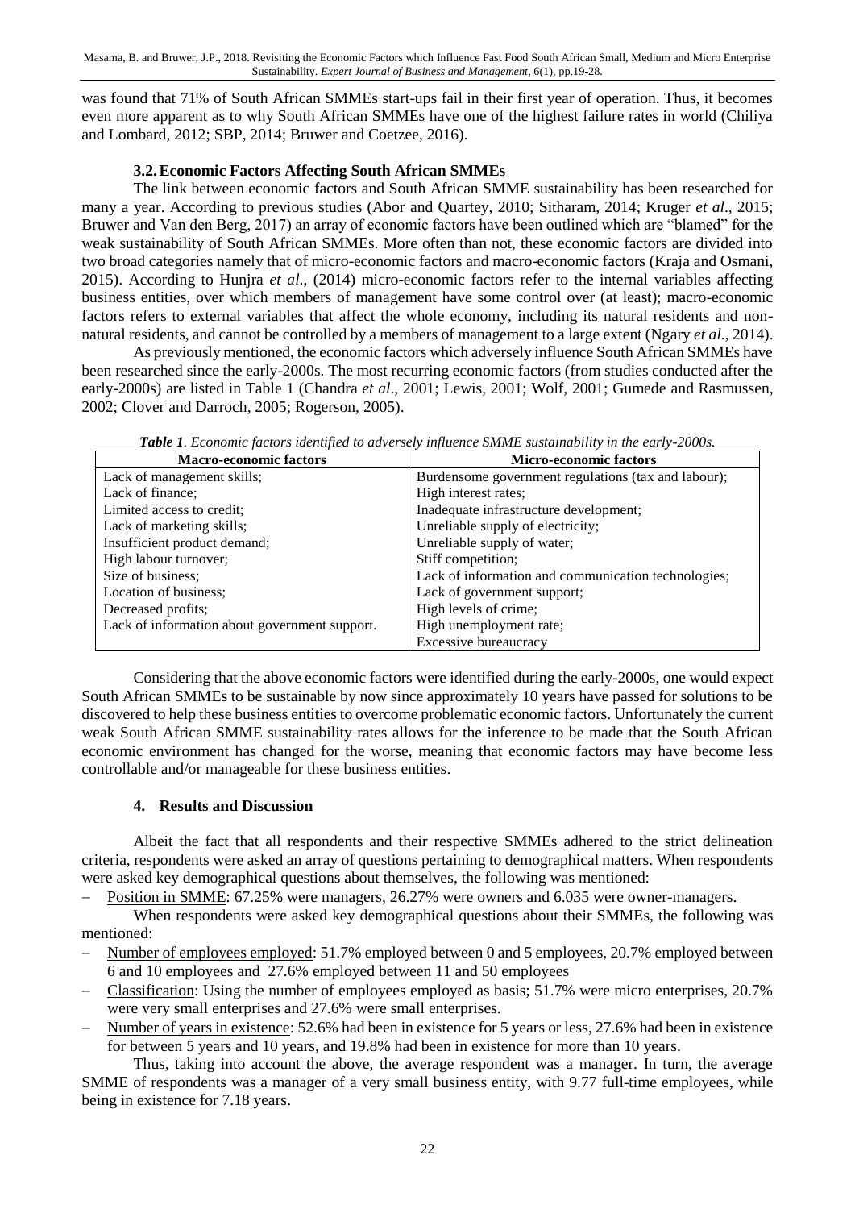was found that 71% of South African SMMEs start-ups fail in their first year of operation. Thus, it becomes even more apparent as to why South African SMMEs have one of the highest failure rates in world (Chiliya and Lombard, 2012; SBP, 2014; Bruwer and Coetzee, 2016).

### 3.2. Economic Factors Affecting South African SMMEs

The link between economic factors and South African SMME sustainability has been researched for many a year. According to previous studies (Abor and Quartey, 2010; Sitharam, 2014; Kruger *et al*., 2015; Bruwer and Van den Berg, 2017) an array of economic factors have been outlined which are "blamed" for the weak sustainability of South African SMMEs. More often than not, these economic factors are divided into two broad categories namely that of micro-economic factors and macro-economic factors (Kraja and Osmani, 2015). According to Hunjra *et al*., (2014) micro-economic factors refer to the internal variables affecting business entities, over which members of management have some control over (at least); macro-economic factors refers to external variables that affect the whole economy, including its natural residents and non-natural residents, and cannot be controlled by a members of management to a large extent (Ngary *et al*., 2014).

As previously mentioned, the economic factors which adversely influence South African SMMEs have been researched since the early-2000s. The most recurring economic factors (from studies conducted after the early-2000s) are listed in Table 1 (Chandra *et al*., 2001; Lewis, 2001; Wolf, 2001; Gumede and Rasmussen, 2002; Clover and Darroch, 2005; Rogerson, 2005).

***Table 1**. Economic factors identified to adversely influence SMME sustainability in the early-2000s.*

| Macro-economic factors | Micro-economic factors |
| --- | --- |
| Lack of management skills; | Burdensome government regulations (tax and labour); |
| Lack of finance; | High interest rates; |
| Limited access to credit; | Inadequate infrastructure development; |
| Lack of marketing skills; | Unreliable supply of electricity; |
| Insufficient product demand; | Unreliable supply of water; |
| High labour turnover; | Stiff competition; |
| Size of business; | Lack of information and communication technologies; |
| Location of business; | Lack of government support; |
| Decreased profits; | High levels of crime; |
| Lack of information about government support. | High unemployment rate; |
| | Excessive bureaucracy |

Considering that the above economic factors were identified during the early-2000s, one would expect South African SMMEs to be sustainable by now since approximately 10 years have passed for solutions to be discovered to help these business entities to overcome problematic economic factors. Unfortunately the current weak South African SMME sustainability rates allows for the inference to be made that the South African economic environment has changed for the worse, meaning that economic factors may have become less controllable and/or manageable for these business entities.

## 4. Results and Discussion

Albeit the fact that all respondents and their respective SMMEs adhered to the strict delineation criteria, respondents were asked an array of questions pertaining to demographical matters. When respondents were asked key demographical questions about themselves, the following was mentioned:

- Position in SMME: 67.25% were managers, 26.27% were owners and 6.035 were owner-managers.

When respondents were asked key demographical questions about their SMMEs, the following was mentioned:

- Number of employees employed: 51.7% employed between 0 and 5 employees, 20.7% employed between 6 and 10 employees and 27.6% employed between 11 and 50 employees
- Classification: Using the number of employees employed as basis; 51.7% were micro enterprises, 20.7% were very small enterprises and 27.6% were small enterprises.
- Number of years in existence: 52.6% had been in existence for 5 years or less, 27.6% had been in existence for between 5 years and 10 years, and 19.8% had been in existence for more than 10 years.

Thus, taking into account the above, the average respondent was a manager. In turn, the average SMME of respondents was a manager of a very small business entity, with 9.77 full-time employees, while being in existence for 7.18 years.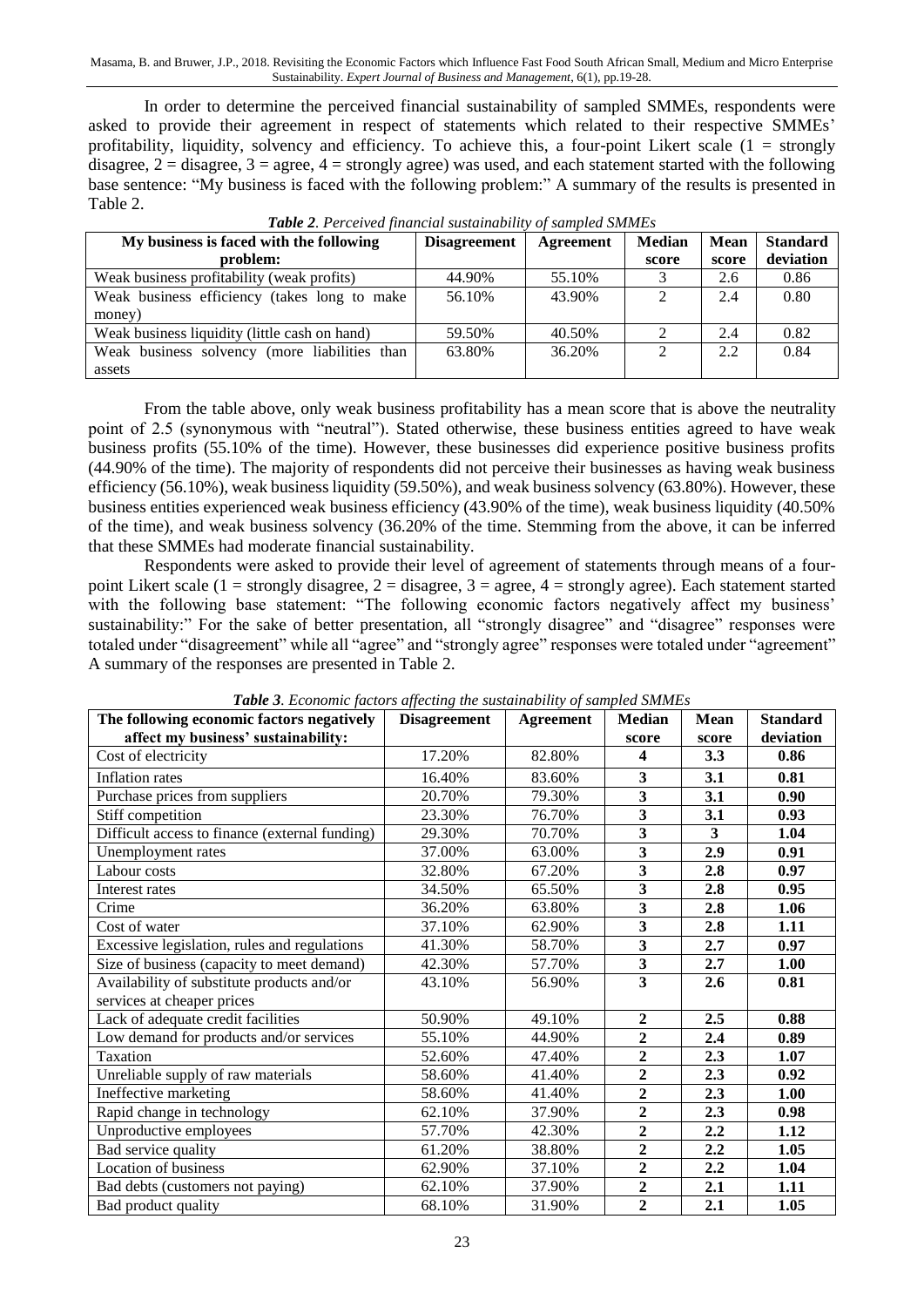In order to determine the perceived financial sustainability of sampled SMMEs, respondents were asked to provide their agreement in respect of statements which related to their respective SMMEs' profitability, liquidity, solvency and efficiency. To achieve this, a four-point Likert scale (1 = strongly disagree, 2 = disagree, 3 = agree, 4 = strongly agree) was used, and each statement started with the following base sentence: "My business is faced with the following problem:" A summary of the results is presented in Table 2.

***Table 2**. Perceived financial sustainability of sampled SMMEs*

| My business is faced with the following problem: | Disagreement | Agreement | Median score | Mean score | Standard deviation |
|---|---|---|---|---|---|
| Weak business profitability (weak profits) | 44.90% | 55.10% | 3 | 2.6 | 0.86 |
| Weak business efficiency (takes long to make money) | 56.10% | 43.90% | 2 | 2.4 | 0.80 |
| Weak business liquidity (little cash on hand) | 59.50% | 40.50% | 2 | 2.4 | 0.82 |
| Weak business solvency (more liabilities than assets | 63.80% | 36.20% | 2 | 2.2 | 0.84 |

From the table above, only weak business profitability has a mean score that is above the neutrality point of 2.5 (synonymous with "neutral"). Stated otherwise, these business entities agreed to have weak business profits (55.10% of the time). However, these businesses did experience positive business profits (44.90% of the time). The majority of respondents did not perceive their businesses as having weak business efficiency (56.10%), weak business liquidity (59.50%), and weak business solvency (63.80%). However, these business entities experienced weak business efficiency (43.90% of the time), weak business liquidity (40.50% of the time), and weak business solvency (36.20% of the time. Stemming from the above, it can be inferred that these SMMEs had moderate financial sustainability.

Respondents were asked to provide their level of agreement of statements through means of a four-point Likert scale (1 = strongly disagree, 2 = disagree, 3 = agree, 4 = strongly agree). Each statement started with the following base statement: "The following economic factors negatively affect my business' sustainability:" For the sake of better presentation, all "strongly disagree" and "disagree" responses were totaled under "disagreement" while all "agree" and "strongly agree" responses were totaled under "agreement" A summary of the responses are presented in Table 2.

***Table 3**. Economic factors affecting the sustainability of sampled SMMEs*

| The following economic factors negatively affect my business' sustainability: | Disagreement | Agreement | Median score | Mean score | Standard deviation |
|---|---|---|---|---|---|
| Cost of electricity | 17.20% | 82.80% | **4** | **3.3** | **0.86** |
| Inflation rates | 16.40% | 83.60% | **3** | **3.1** | **0.81** |
| Purchase prices from suppliers | 20.70% | 79.30% | **3** | **3.1** | **0.90** |
| Stiff competition | 23.30% | 76.70% | **3** | **3.1** | **0.93** |
| Difficult access to finance (external funding) | 29.30% | 70.70% | **3** | **3** | **1.04** |
| Unemployment rates | 37.00% | 63.00% | **3** | **2.9** | **0.91** |
| Labour costs | 32.80% | 67.20% | **3** | **2.8** | **0.97** |
| Interest rates | 34.50% | 65.50% | **3** | **2.8** | **0.95** |
| Crime | 36.20% | 63.80% | **3** | **2.8** | **1.06** |
| Cost of water | 37.10% | 62.90% | **3** | **2.8** | **1.11** |
| Excessive legislation, rules and regulations | 41.30% | 58.70% | **3** | **2.7** | **0.97** |
| Size of business (capacity to meet demand) | 42.30% | 57.70% | **3** | **2.7** | **1.00** |
| Availability of substitute products and/or services at cheaper prices | 43.10% | 56.90% | **3** | **2.6** | **0.81** |
| Lack of adequate credit facilities | 50.90% | 49.10% | **2** | **2.5** | **0.88** |
| Low demand for products and/or services | 55.10% | 44.90% | **2** | **2.4** | **0.89** |
| Taxation | 52.60% | 47.40% | **2** | **2.3** | **1.07** |
| Unreliable supply of raw materials | 58.60% | 41.40% | **2** | **2.3** | **0.92** |
| Ineffective marketing | 58.60% | 41.40% | **2** | **2.3** | **1.00** |
| Rapid change in technology | 62.10% | 37.90% | **2** | **2.3** | **0.98** |
| Unproductive employees | 57.70% | 42.30% | **2** | **2.2** | **1.12** |
| Bad service quality | 61.20% | 38.80% | **2** | **2.2** | **1.05** |
| Location of business | 62.90% | 37.10% | **2** | **2.2** | **1.04** |
| Bad debts (customers not paying) | 62.10% | 37.90% | **2** | **2.1** | **1.11** |
| Bad product quality | 68.10% | 31.90% | **2** | **2.1** | **1.05** |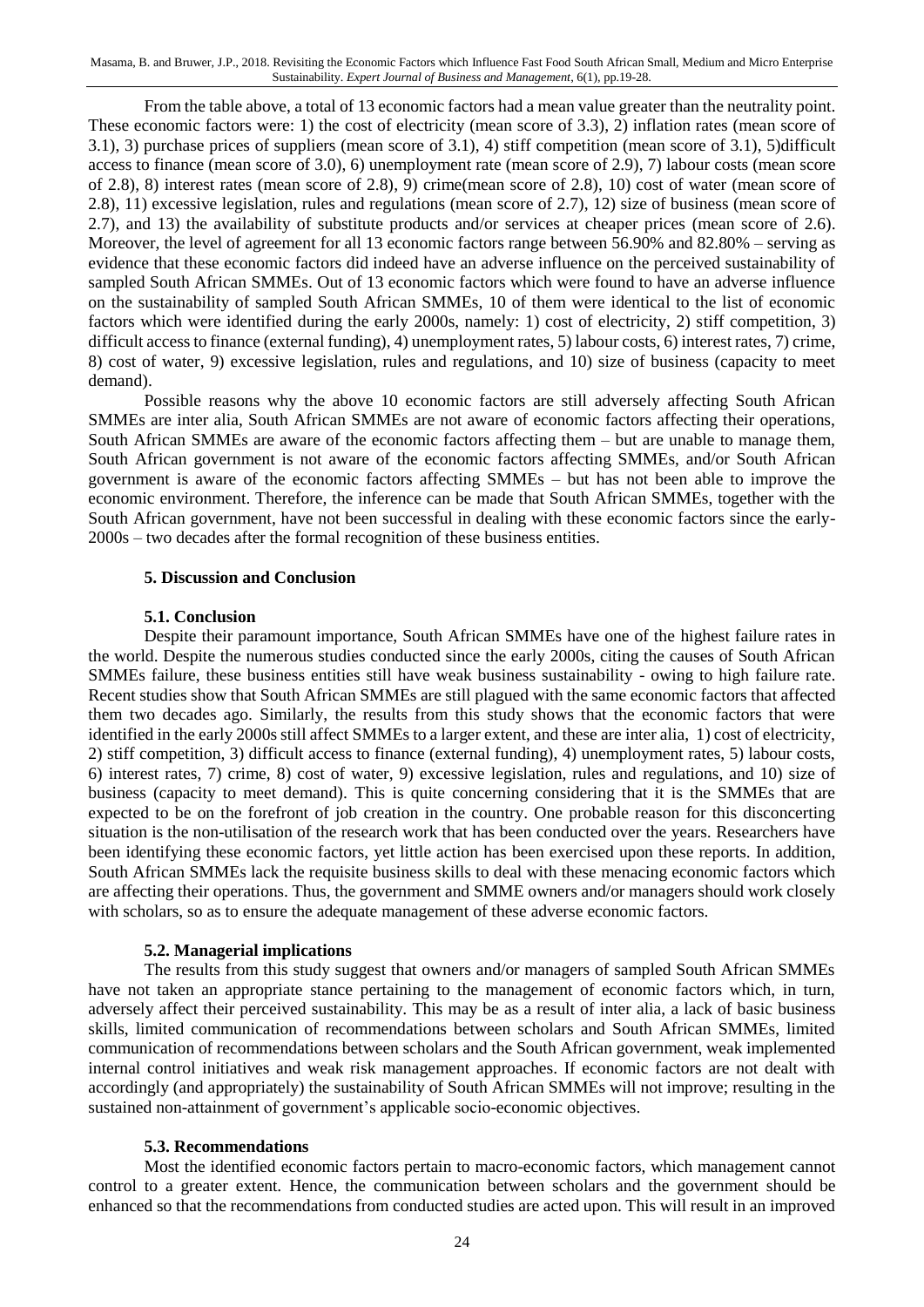From the table above, a total of 13 economic factors had a mean value greater than the neutrality point. These economic factors were: 1) the cost of electricity (mean score of 3.3), 2) inflation rates (mean score of 3.1), 3) purchase prices of suppliers (mean score of 3.1), 4) stiff competition (mean score of 3.1), 5)difficult access to finance (mean score of 3.0), 6) unemployment rate (mean score of 2.9), 7) labour costs (mean score of 2.8), 8) interest rates (mean score of 2.8), 9) crime(mean score of 2.8), 10) cost of water (mean score of 2.8), 11) excessive legislation, rules and regulations (mean score of 2.7), 12) size of business (mean score of 2.7), and 13) the availability of substitute products and/or services at cheaper prices (mean score of 2.6). Moreover, the level of agreement for all 13 economic factors range between 56.90% and 82.80% – serving as evidence that these economic factors did indeed have an adverse influence on the perceived sustainability of sampled South African SMMEs. Out of 13 economic factors which were found to have an adverse influence on the sustainability of sampled South African SMMEs, 10 of them were identical to the list of economic factors which were identified during the early 2000s, namely: 1) cost of electricity, 2) stiff competition, 3) difficult access to finance (external funding), 4) unemployment rates, 5) labour costs, 6) interest rates, 7) crime, 8) cost of water, 9) excessive legislation, rules and regulations, and 10) size of business (capacity to meet demand).

Possible reasons why the above 10 economic factors are still adversely affecting South African SMMEs are inter alia, South African SMMEs are not aware of economic factors affecting their operations, South African SMMEs are aware of the economic factors affecting them – but are unable to manage them, South African government is not aware of the economic factors affecting SMMEs, and/or South African government is aware of the economic factors affecting SMMEs – but has not been able to improve the economic environment. Therefore, the inference can be made that South African SMMEs, together with the South African government, have not been successful in dealing with these economic factors since the early-2000s – two decades after the formal recognition of these business entities.

## 5. Discussion and Conclusion

### 5.1. Conclusion

Despite their paramount importance, South African SMMEs have one of the highest failure rates in the world. Despite the numerous studies conducted since the early 2000s, citing the causes of South African SMMEs failure, these business entities still have weak business sustainability - owing to high failure rate. Recent studies show that South African SMMEs are still plagued with the same economic factors that affected them two decades ago. Similarly, the results from this study shows that the economic factors that were identified in the early 2000s still affect SMMEs to a larger extent, and these are inter alia, 1) cost of electricity, 2) stiff competition, 3) difficult access to finance (external funding), 4) unemployment rates, 5) labour costs, 6) interest rates, 7) crime, 8) cost of water, 9) excessive legislation, rules and regulations, and 10) size of business (capacity to meet demand). This is quite concerning considering that it is the SMMEs that are expected to be on the forefront of job creation in the country. One probable reason for this disconcerting situation is the non-utilisation of the research work that has been conducted over the years. Researchers have been identifying these economic factors, yet little action has been exercised upon these reports. In addition, South African SMMEs lack the requisite business skills to deal with these menacing economic factors which are affecting their operations. Thus, the government and SMME owners and/or managers should work closely with scholars, so as to ensure the adequate management of these adverse economic factors.

### 5.2. Managerial implications

The results from this study suggest that owners and/or managers of sampled South African SMMEs have not taken an appropriate stance pertaining to the management of economic factors which, in turn, adversely affect their perceived sustainability. This may be as a result of inter alia, a lack of basic business skills, limited communication of recommendations between scholars and South African SMMEs, limited communication of recommendations between scholars and the South African government, weak implemented internal control initiatives and weak risk management approaches. If economic factors are not dealt with accordingly (and appropriately) the sustainability of South African SMMEs will not improve; resulting in the sustained non-attainment of government's applicable socio-economic objectives.

### 5.3. Recommendations

Most the identified economic factors pertain to macro-economic factors, which management cannot control to a greater extent. Hence, the communication between scholars and the government should be enhanced so that the recommendations from conducted studies are acted upon. This will result in an improved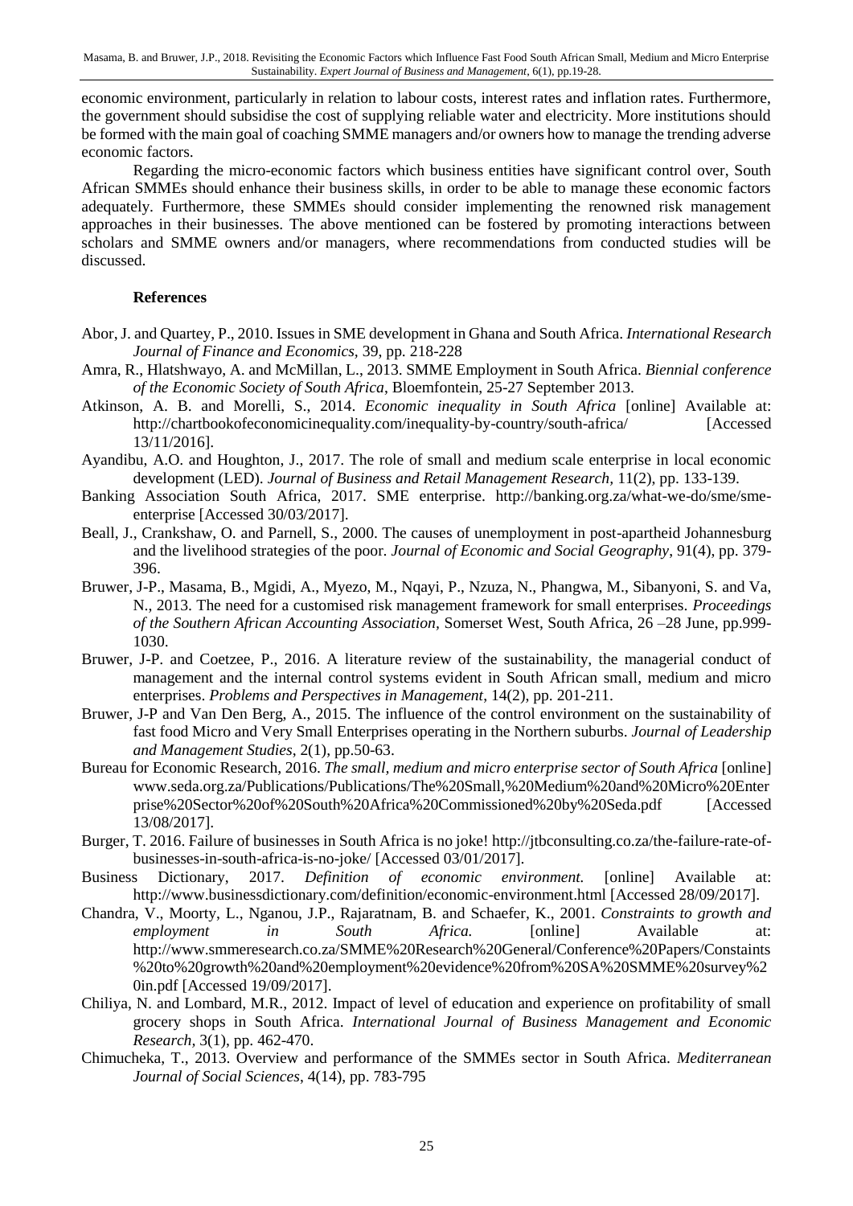economic environment, particularly in relation to labour costs, interest rates and inflation rates. Furthermore, the government should subsidise the cost of supplying reliable water and electricity. More institutions should be formed with the main goal of coaching SMME managers and/or owners how to manage the trending adverse economic factors.

Regarding the micro-economic factors which business entities have significant control over, South African SMMEs should enhance their business skills, in order to be able to manage these economic factors adequately. Furthermore, these SMMEs should consider implementing the renowned risk management approaches in their businesses. The above mentioned can be fostered by promoting interactions between scholars and SMME owners and/or managers, where recommendations from conducted studies will be discussed.

## References

Abor, J. and Quartey, P., 2010. Issues in SME development in Ghana and South Africa. *International Research Journal of Finance and Economics*, 39, pp. 218-228

Amra, R., Hlatshwayo, A. and McMillan, L., 2013. SMME Employment in South Africa. *Biennial conference of the Economic Society of South Africa*, Bloemfontein, 25-27 September 2013.

Atkinson, A. B. and Morelli, S., 2014. *Economic inequality in South Africa* [online] Available at: http://chartbookofeconomicinequality.com/inequality-by-country/south-africa/ [Accessed 13/11/2016].

Ayandibu, A.O. and Houghton, J., 2017. The role of small and medium scale enterprise in local economic development (LED). *Journal of Business and Retail Management Research*, 11(2), pp. 133-139.

Banking Association South Africa, 2017. SME enterprise. http://banking.org.za/what-we-do/sme/sme-enterprise [Accessed 30/03/2017].

Beall, J., Crankshaw, O. and Parnell, S., 2000. The causes of unemployment in post-apartheid Johannesburg and the livelihood strategies of the poor. *Journal of Economic and Social Geography*, 91(4), pp. 379-396.

Bruwer, J-P., Masama, B., Mgidi, A., Myezo, M., Nqayi, P., Nzuza, N., Phangwa, M., Sibanyoni, S. and Va, N., 2013. The need for a customised risk management framework for small enterprises. *Proceedings of the Southern African Accounting Association*, Somerset West, South Africa, 26 –28 June, pp.999-1030.

Bruwer, J-P. and Coetzee, P., 2016. A literature review of the sustainability, the managerial conduct of management and the internal control systems evident in South African small, medium and micro enterprises. *Problems and Perspectives in Management*, 14(2), pp. 201-211.

Bruwer, J-P and Van Den Berg, A., 2015. The influence of the control environment on the sustainability of fast food Micro and Very Small Enterprises operating in the Northern suburbs. *Journal of Leadership and Management Studies*, 2(1), pp.50-63.

Bureau for Economic Research, 2016. *The small, medium and micro enterprise sector of South Africa* [online] www.seda.org.za/Publications/Publications/The%20Small,%20Medium%20and%20Micro%20Enterprise%20Sector%20of%20South%20Africa%20Commissioned%20by%20Seda.pdf [Accessed 13/08/2017].

Burger, T. 2016. Failure of businesses in South Africa is no joke! http://jtbconsulting.co.za/the-failure-rate-of-businesses-in-south-africa-is-no-joke/ [Accessed 03/01/2017].

Business Dictionary, 2017. *Definition of economic environment.* [online] Available at: http://www.businessdictionary.com/definition/economic-environment.html [Accessed 28/09/2017].

Chandra, V., Moorty, L., Nganou, J.P., Rajaratnam, B. and Schaefer, K., 2001. *Constraints to growth and employment in South Africa.* [online] Available at: http://www.smmeresearch.co.za/SMME%20Research%20General/Conference%20Papers/Constaints%20to%20growth%20and%20employment%20evidence%20from%20SA%20SMME%20survey%20in.pdf [Accessed 19/09/2017].

Chiliya, N. and Lombard, M.R., 2012. Impact of level of education and experience on profitability of small grocery shops in South Africa. *International Journal of Business Management and Economic Research*, 3(1), pp. 462-470.

Chimucheka, T., 2013. Overview and performance of the SMMEs sector in South Africa. *Mediterranean Journal of Social Sciences*, 4(14), pp. 783-795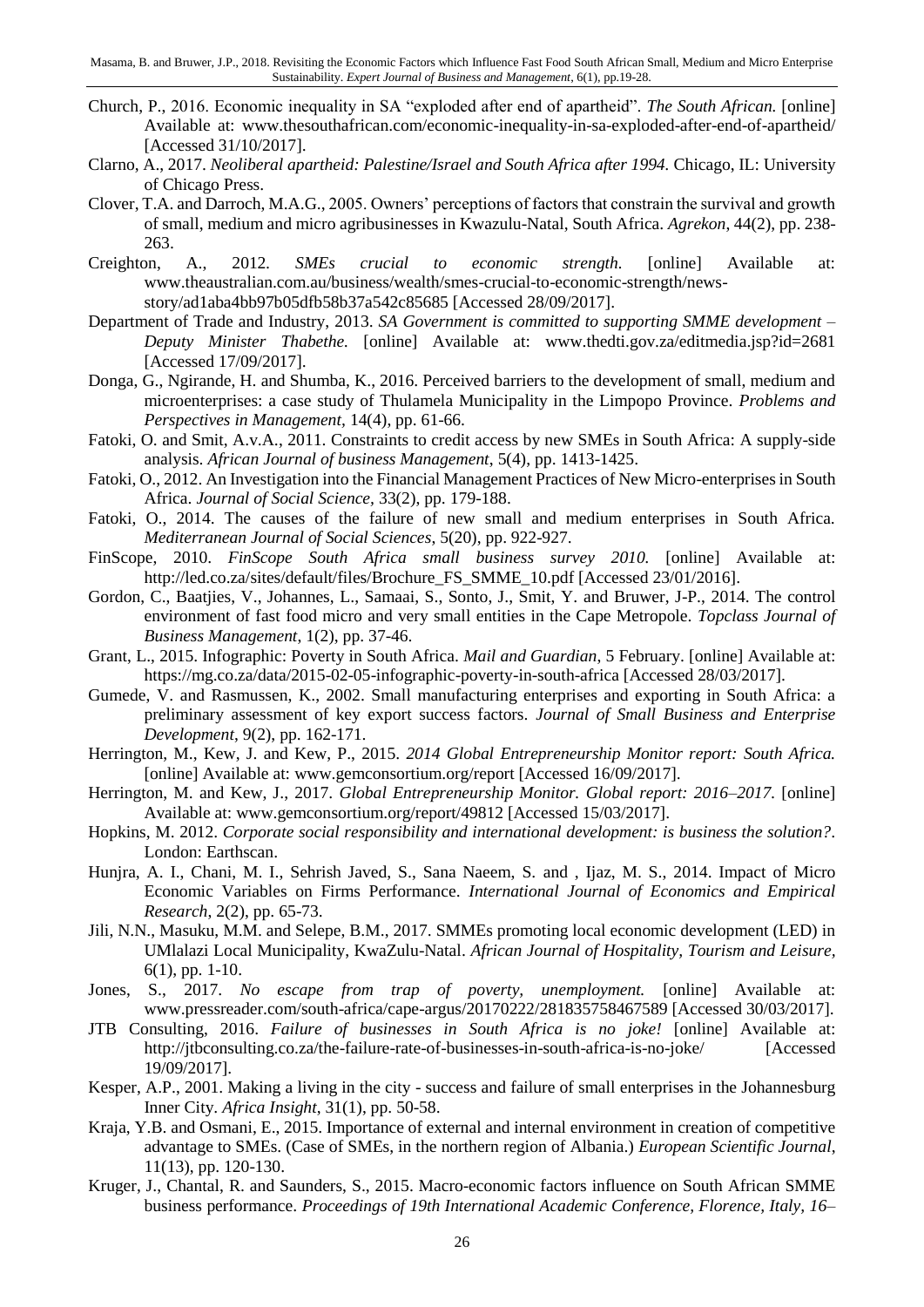Church, P., 2016. Economic inequality in SA "exploded after end of apartheid". *The South African.* [online] Available at: www.thesouthafrican.com/economic-inequality-in-sa-exploded-after-end-of-apartheid/ [Accessed 31/10/2017].

Clarno, A., 2017. *Neoliberal apartheid: Palestine/Israel and South Africa after 1994*. Chicago, IL: University of Chicago Press.

Clover, T.A. and Darroch, M.A.G., 2005. Owners' perceptions of factors that constrain the survival and growth of small, medium and micro agribusinesses in Kwazulu-Natal, South Africa. *Agrekon*, 44(2), pp. 238-263.

Creighton, A., 2012. *SMEs crucial to economic strength.* [online] Available at: www.theaustralian.com.au/business/wealth/smes-crucial-to-economic-strength/news-story/ad1aba4bb97b05dfb58b37a542c85685 [Accessed 28/09/2017].

Department of Trade and Industry, 2013. *SA Government is committed to supporting SMME development – Deputy Minister Thabethe.* [online] Available at: www.thedti.gov.za/editmedia.jsp?id=2681 [Accessed 17/09/2017].

Donga, G., Ngirande, H. and Shumba, K., 2016. Perceived barriers to the development of small, medium and microenterprises: a case study of Thulamela Municipality in the Limpopo Province. *Problems and Perspectives in Management*, 14(4), pp. 61-66.

Fatoki, O. and Smit, A.v.A., 2011. Constraints to credit access by new SMEs in South Africa: A supply-side analysis. *African Journal of business Management*, 5(4), pp. 1413-1425.

Fatoki, O., 2012. An Investigation into the Financial Management Practices of New Micro-enterprises in South Africa. *Journal of Social Science,* 33(2), pp. 179-188.

Fatoki, O., 2014. The causes of the failure of new small and medium enterprises in South Africa. *Mediterranean Journal of Social Sciences*, 5(20), pp. 922-927.

FinScope, 2010. *FinScope South Africa small business survey 2010.* [online] Available at: http://led.co.za/sites/default/files/Brochure_FS_SMME_10.pdf [Accessed 23/01/2016].

Gordon, C., Baatjies, V., Johannes, L., Samaai, S., Sonto, J., Smit, Y. and Bruwer, J-P., 2014. The control environment of fast food micro and very small entities in the Cape Metropole. *Topclass Journal of Business Management*, 1(2), pp. 37-46.

Grant, L., 2015. Infographic: Poverty in South Africa. *Mail and Guardian*, 5 February. [online] Available at: https://mg.co.za/data/2015-02-05-infographic-poverty-in-south-africa [Accessed 28/03/2017].

Gumede, V. and Rasmussen, K., 2002. Small manufacturing enterprises and exporting in South Africa: a preliminary assessment of key export success factors. *Journal of Small Business and Enterprise Development*, 9(2), pp. 162-171.

Herrington, M., Kew, J. and Kew, P., 2015. *2014 Global Entrepreneurship Monitor report: South Africa.* [online] Available at: www.gemconsortium.org/report [Accessed 16/09/2017].

Herrington, M. and Kew, J., 2017. *Global Entrepreneurship Monitor. Global report: 2016–2017.* [online] Available at: www.gemconsortium.org/report/49812 [Accessed 15/03/2017].

Hopkins, M. 2012. *Corporate social responsibility and international development: is business the solution?*. London: Earthscan.

Hunjra, A. I., Chani, M. I., Sehrish Javed, S., Sana Naeem, S. and , Ijaz, M. S., 2014. Impact of Micro Economic Variables on Firms Performance. *International Journal of Economics and Empirical Research*, 2(2), pp. 65-73.

Jili, N.N., Masuku, M.M. and Selepe, B.M., 2017. SMMEs promoting local economic development (LED) in UMlalazi Local Municipality, KwaZulu-Natal. *African Journal of Hospitality, Tourism and Leisure*, 6(1), pp. 1-10.

Jones, S., 2017. *No escape from trap of poverty, unemployment.* [online] Available at: www.pressreader.com/south-africa/cape-argus/20170222/281835758467589 [Accessed 30/03/2017].

JTB Consulting, 2016. *Failure of businesses in South Africa is no joke!* [online] Available at: http://jtbconsulting.co.za/the-failure-rate-of-businesses-in-south-africa-is-no-joke/ [Accessed 19/09/2017].

Kesper, A.P., 2001. Making a living in the city - success and failure of small enterprises in the Johannesburg Inner City. *Africa Insight*, 31(1), pp. 50-58.

Kraja, Y.B. and Osmani, E., 2015. Importance of external and internal environment in creation of competitive advantage to SMEs. (Case of SMEs, in the northern region of Albania.) *European Scientific Journal*, 11(13), pp. 120-130.

Kruger, J., Chantal, R. and Saunders, S., 2015. Macro-economic factors influence on South African SMME business performance. *Proceedings of 19th International Academic Conference, Florence, Italy, 16–*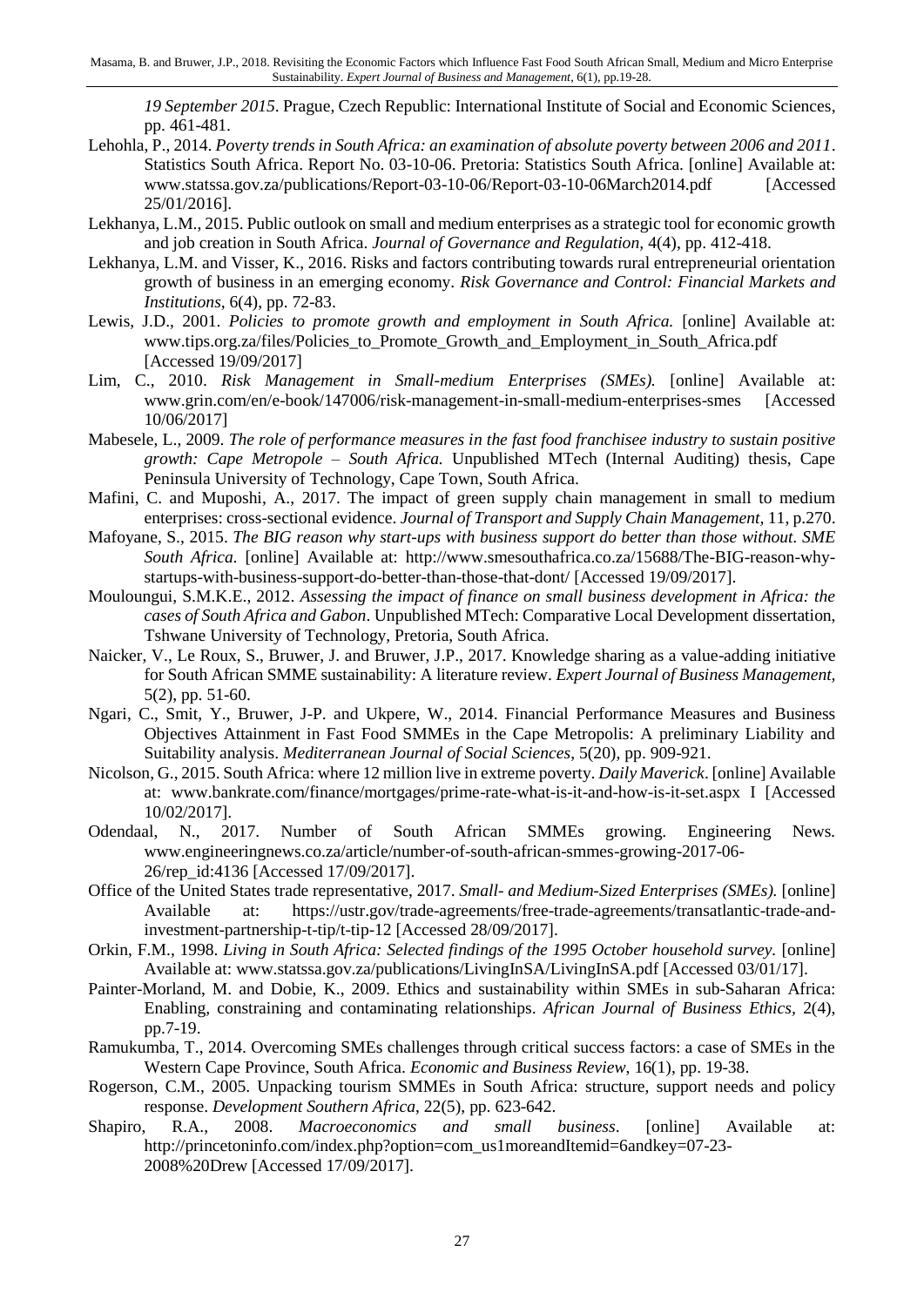*19 September 2015*. Prague, Czech Republic: International Institute of Social and Economic Sciences, pp. 461-481.

Lehohla, P., 2014. *Poverty trends in South Africa: an examination of absolute poverty between 2006 and 2011*. Statistics South Africa. Report No. 03-10-06. Pretoria: Statistics South Africa. [online] Available at: www.statssa.gov.za/publications/Report-03-10-06/Report-03-10-06March2014.pdf [Accessed 25/01/2016].

Lekhanya, L.M., 2015. Public outlook on small and medium enterprises as a strategic tool for economic growth and job creation in South Africa. *Journal of Governance and Regulation*, 4(4), pp. 412-418.

Lekhanya, L.M. and Visser, K., 2016. Risks and factors contributing towards rural entrepreneurial orientation growth of business in an emerging economy. *Risk Governance and Control: Financial Markets and Institutions*, 6(4), pp. 72-83.

Lewis, J.D., 2001. *Policies to promote growth and employment in South Africa.* [online] Available at: www.tips.org.za/files/Policies_to_Promote_Growth_and_Employment_in_South_Africa.pdf [Accessed 19/09/2017]

Lim, C., 2010. *Risk Management in Small-medium Enterprises (SMEs).* [online] Available at: www.grin.com/en/e-book/147006/risk-management-in-small-medium-enterprises-smes [Accessed 10/06/2017]

Mabesele, L., 2009. *The role of performance measures in the fast food franchisee industry to sustain positive growth: Cape Metropole – South Africa.* Unpublished MTech (Internal Auditing) thesis, Cape Peninsula University of Technology, Cape Town, South Africa.

Mafini, C. and Muposhi, A., 2017. The impact of green supply chain management in small to medium enterprises: cross-sectional evidence. *Journal of Transport and Supply Chain Management*, 11, p.270.

Mafoyane, S., 2015. *The BIG reason why start-ups with business support do better than those without. SME South Africa.* [online] Available at: http://www.smesouthafrica.co.za/15688/The-BIG-reason-why-startups-with-business-support-do-better-than-those-that-dont/ [Accessed 19/09/2017].

Mouloungui, S.M.K.E., 2012. *Assessing the impact of finance on small business development in Africa: the cases of South Africa and Gabon*. Unpublished MTech: Comparative Local Development dissertation, Tshwane University of Technology, Pretoria, South Africa.

Naicker, V., Le Roux, S., Bruwer, J. and Bruwer, J.P., 2017. Knowledge sharing as a value-adding initiative for South African SMME sustainability: A literature review. *Expert Journal of Business Management*, 5(2), pp. 51-60.

Ngari, C., Smit, Y., Bruwer, J-P. and Ukpere, W., 2014. Financial Performance Measures and Business Objectives Attainment in Fast Food SMMEs in the Cape Metropolis: A preliminary Liability and Suitability analysis. *Mediterranean Journal of Social Sciences*, 5(20), pp. 909-921.

Nicolson, G., 2015. South Africa: where 12 million live in extreme poverty. *Daily Maverick*. [online] Available at: www.bankrate.com/finance/mortgages/prime-rate-what-is-it-and-how-is-it-set.aspx I [Accessed 10/02/2017].

Odendaal, N., 2017. Number of South African SMMEs growing. Engineering News. www.engineeringnews.co.za/article/number-of-south-african-smmes-growing-2017-06-26/rep_id:4136 [Accessed 17/09/2017].

Office of the United States trade representative, 2017. *Small- and Medium-Sized Enterprises (SMEs).* [online] Available at: https://ustr.gov/trade-agreements/free-trade-agreements/transatlantic-trade-and-investment-partnership-t-tip/t-tip-12 [Accessed 28/09/2017].

Orkin, F.M., 1998. *Living in South Africa: Selected findings of the 1995 October household survey.* [online] Available at: www.statssa.gov.za/publications/LivingInSA/LivingInSA.pdf [Accessed 03/01/17].

Painter-Morland, M. and Dobie, K., 2009. Ethics and sustainability within SMEs in sub-Saharan Africa: Enabling, constraining and contaminating relationships. *African Journal of Business Ethics*, 2(4), pp.7-19.

Ramukumba, T., 2014. Overcoming SMEs challenges through critical success factors: a case of SMEs in the Western Cape Province, South Africa. *Economic and Business Review*, 16(1), pp. 19-38.

Rogerson, C.M., 2005. Unpacking tourism SMMEs in South Africa: structure, support needs and policy response. *Development Southern Africa*, 22(5), pp. 623-642.

Shapiro, R.A., 2008. *Macroeconomics and small business*. [online] Available at: http://princetoninfo.com/index.php?option=com_us1moreandItemid=6andkey=07-23-2008%20Drew [Accessed 17/09/2017].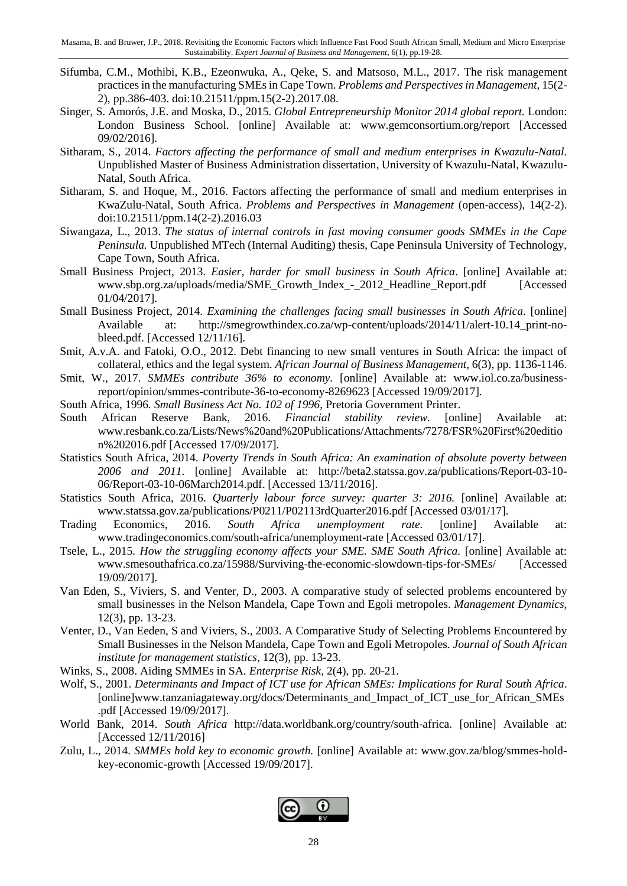Sifumba, C.M., Mothibi, K.B., Ezeonwuka, A., Qeke, S. and Matsoso, M.L., 2017. The risk management practices in the manufacturing SMEs in Cape Town. *Problems and Perspectives in Management*, 15(2-2), pp.386-403. doi:10.21511/ppm.15(2-2).2017.08.

Singer, S. Amorós, J.E. and Moska, D., 2015. *Global Entrepreneurship Monitor 2014 global report.* London: London Business School. [online] Available at: www.gemconsortium.org/report [Accessed 09/02/2016].

Sitharam, S., 2014. *Factors affecting the performance of small and medium enterprises in Kwazulu-Natal.* Unpublished Master of Business Administration dissertation, University of Kwazulu-Natal, Kwazulu-Natal, South Africa.

Sitharam, S. and Hoque, M., 2016. Factors affecting the performance of small and medium enterprises in KwaZulu-Natal, South Africa. *Problems and Perspectives in Management* (open-access), 14(2-2). doi:10.21511/ppm.14(2-2).2016.03

Siwangaza, L., 2013. *The status of internal controls in fast moving consumer goods SMMEs in the Cape Peninsula.* Unpublished MTech (Internal Auditing) thesis, Cape Peninsula University of Technology, Cape Town, South Africa.

Small Business Project, 2013. *Easier, harder for small business in South Africa*. [online] Available at: www.sbp.org.za/uploads/media/SME_Growth_Index_-_2012_Headline_Report.pdf [Accessed 01/04/2017].

Small Business Project, 2014. *Examining the challenges facing small businesses in South Africa.* [online] Available at: http://smegrowthindex.co.za/wp-content/uploads/2014/11/alert-10.14_print-no-bleed.pdf. [Accessed 12/11/16].

Smit, A.v.A. and Fatoki, O.O., 2012. Debt financing to new small ventures in South Africa: the impact of collateral, ethics and the legal system. *African Journal of Business Management*, 6(3), pp. 1136-1146.

Smit, W., 2017. *SMMEs contribute 36% to economy.* [online] Available at: www.iol.co.za/business-report/opinion/smmes-contribute-36-to-economy-8269623 [Accessed 19/09/2017].

South Africa, 1996. *Small Business Act No. 102 of 1996*, Pretoria Government Printer.

South African Reserve Bank, 2016. *Financial stability review.* [online] Available at: www.resbank.co.za/Lists/News%20and%20Publications/Attachments/7278/FSR%20First%20edition%202016.pdf [Accessed 17/09/2017].

Statistics South Africa, 2014. *Poverty Trends in South Africa: An examination of absolute poverty between 2006 and 2011*. [online] Available at: http://beta2.statssa.gov.za/publications/Report-03-10-06/Report-03-10-06March2014.pdf. [Accessed 13/11/2016].

Statistics South Africa, 2016. *Quarterly labour force survey: quarter 3: 2016.* [online] Available at: www.statssa.gov.za/publications/P0211/P02113rdQuarter2016.pdf [Accessed 03/01/17].

Trading Economics, 2016. *South Africa unemployment rate.* [online] Available at: www.tradingeconomics.com/south-africa/unemployment-rate [Accessed 03/01/17].

Tsele, L., 2015. *How the struggling economy affects your SME. SME South Africa.* [online] Available at: www.smesouthafrica.co.za/15988/Surviving-the-economic-slowdown-tips-for-SMEs/ [Accessed 19/09/2017].

Van Eden, S., Viviers, S. and Venter, D., 2003. A comparative study of selected problems encountered by small businesses in the Nelson Mandela, Cape Town and Egoli metropoles. *Management Dynamics*, 12(3), pp. 13-23.

Venter, D., Van Eeden, S and Viviers, S., 2003. A Comparative Study of Selecting Problems Encountered by Small Businesses in the Nelson Mandela, Cape Town and Egoli Metropoles. *Journal of South African institute for management statistics*, 12(3), pp. 13-23.

Winks, S., 2008. Aiding SMMEs in SA. *Enterprise Risk*, 2(4), pp. 20-21.

Wolf, S., 2001. *Determinants and Impact of ICT use for African SMEs: Implications for Rural South Africa*. [online]www.tanzaniagateway.org/docs/Determinants_and_Impact_of_ICT_use_for_African_SMEs.pdf [Accessed 19/09/2017].

World Bank, 2014. *South Africa* http://data.worldbank.org/country/south-africa. [online] Available at: [Accessed 12/11/2016]

Zulu, L., 2014. *SMMEs hold key to economic growth.* [online] Available at: www.gov.za/blog/smmes-hold-key-economic-growth [Accessed 19/09/2017].